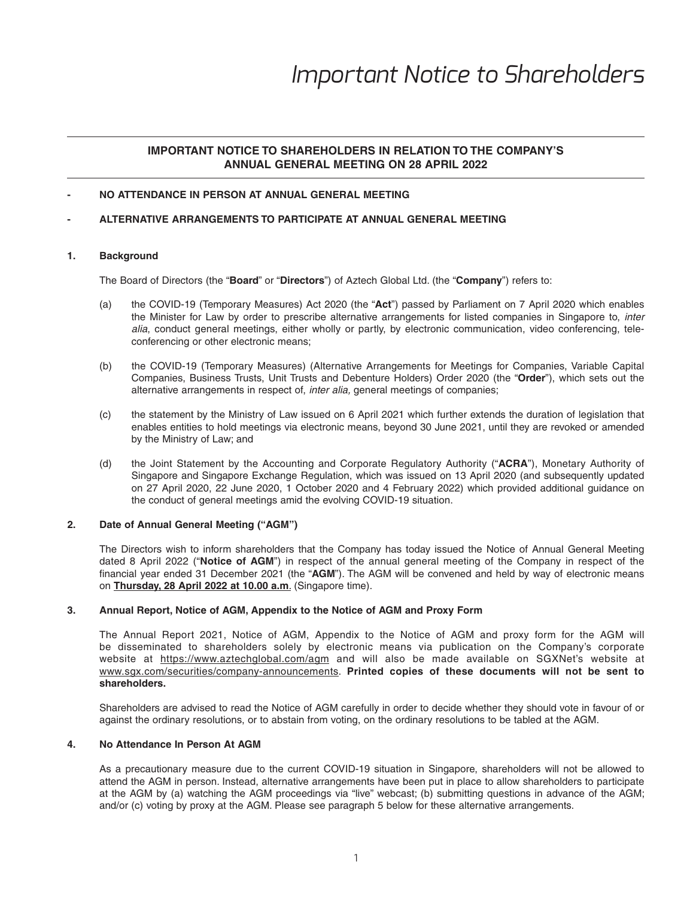# Important Notice to Shareholders

**IMPORTANT NOTICE TO SHAREHOLDERS IN RELATION TO THE COMPANY'S ANNUAL GENERAL MEETING ON 28 APRIL 2022**

- **NO ATTENDANCE IN PERSON AT ANNUAL GENERAL MEETING**
- **ALTERNATIVE ARRANGEMENTS TO PARTICIPATE AT ANNUAL GENERAL MEETING**

## 1. Background

The Board of Directors (the "**Board**" or "**Directors**") of Aztech Global Ltd. (the "**Company**") refers to:

(a) the COVID-19 (Temporary Measures) Act 2020 (the "**Act**") passed by Parliament on 7 April 2020 which enables the Minister for Law by order to prescribe alternative arrangements for listed companies in Singapore to, *inter alia*, conduct general meetings, either wholly or partly, by electronic communication, video conferencing, tele-conferencing or other electronic means;

(b) the COVID-19 (Temporary Measures) (Alternative Arrangements for Meetings for Companies, Variable Capital Companies, Business Trusts, Unit Trusts and Debenture Holders) Order 2020 (the "**Order**"), which sets out the alternative arrangements in respect of, *inter alia,* general meetings of companies;

(c) the statement by the Ministry of Law issued on 6 April 2021 which further extends the duration of legislation that enables entities to hold meetings via electronic means, beyond 30 June 2021, until they are revoked or amended by the Ministry of Law; and

(d) the Joint Statement by the Accounting and Corporate Regulatory Authority ("**ACRA**"), Monetary Authority of Singapore and Singapore Exchange Regulation, which was issued on 13 April 2020 (and subsequently updated on 27 April 2020, 22 June 2020, 1 October 2020 and 4 February 2022) which provided additional guidance on the conduct of general meetings amid the evolving COVID-19 situation.

## 2. Date of Annual General Meeting ("AGM")

The Directors wish to inform shareholders that the Company has today issued the Notice of Annual General Meeting dated 8 April 2022 ("**Notice of AGM**") in respect of the annual general meeting of the Company in respect of the financial year ended 31 December 2021 (the "**AGM**"). The AGM will be convened and held by way of electronic means on **Thursday, 28 April 2022 at 10.00 a.m**. (Singapore time).

## 3. Annual Report, Notice of AGM, Appendix to the Notice of AGM and Proxy Form

The Annual Report 2021, Notice of AGM, Appendix to the Notice of AGM and proxy form for the AGM will be disseminated to shareholders solely by electronic means via publication on the Company's corporate website at https://www.aztechglobal.com/agm and will also be made available on SGXNet's website at www.sgx.com/securities/company-announcements. **Printed copies of these documents will not be sent to shareholders.**

Shareholders are advised to read the Notice of AGM carefully in order to decide whether they should vote in favour of or against the ordinary resolutions, or to abstain from voting, on the ordinary resolutions to be tabled at the AGM.

## 4. No Attendance In Person At AGM

As a precautionary measure due to the current COVID-19 situation in Singapore, shareholders will not be allowed to attend the AGM in person. Instead, alternative arrangements have been put in place to allow shareholders to participate at the AGM by (a) watching the AGM proceedings via "live" webcast; (b) submitting questions in advance of the AGM; and/or (c) voting by proxy at the AGM. Please see paragraph 5 below for these alternative arrangements.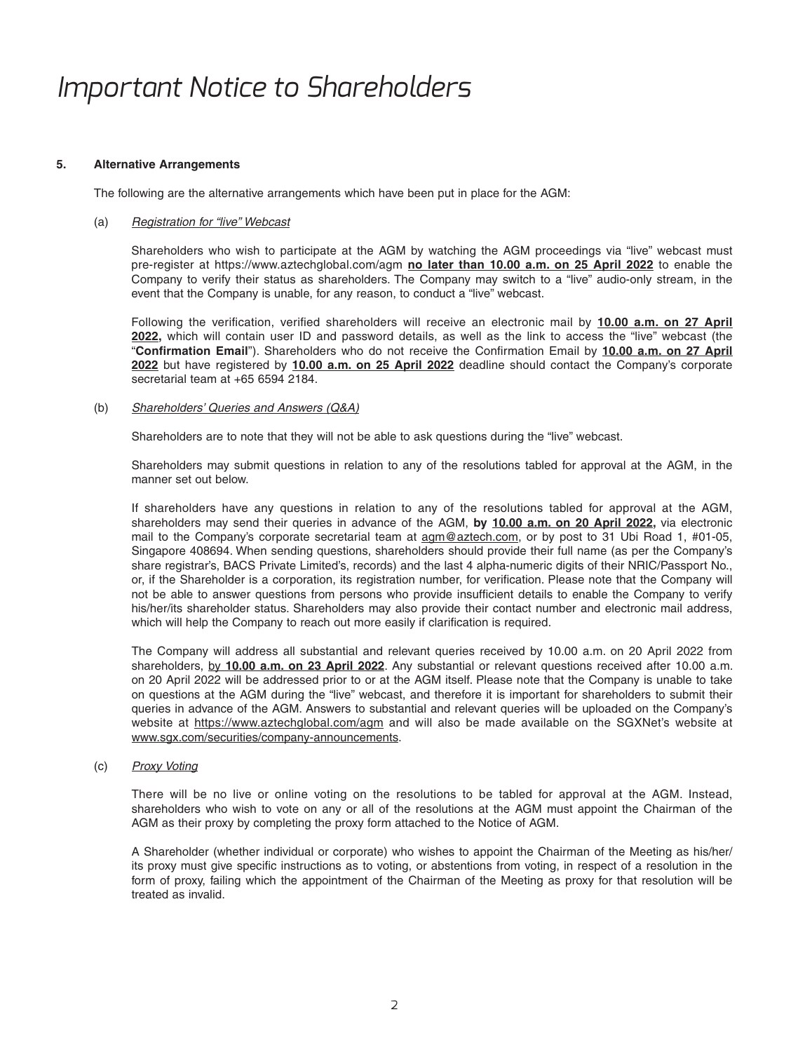# Important Notice to Shareholders

**5. Alternative Arrangements**

The following are the alternative arrangements which have been put in place for the AGM:

(a) *Registration for "live" Webcast*

Shareholders who wish to participate at the AGM by watching the AGM proceedings via "live" webcast must pre-register at https://www.aztechglobal.com/agm **no later than 10.00 a.m. on 25 April 2022** to enable the Company to verify their status as shareholders. The Company may switch to a "live" audio-only stream, in the event that the Company is unable, for any reason, to conduct a "live" webcast.

Following the verification, verified shareholders will receive an electronic mail by **10.00 a.m. on 27 April 2022,** which will contain user ID and password details, as well as the link to access the "live" webcast (the "**Confirmation Email**"). Shareholders who do not receive the Confirmation Email by **10.00 a.m. on 27 April 2022** but have registered by **10.00 a.m. on 25 April 2022** deadline should contact the Company's corporate secretarial team at +65 6594 2184.

(b) *Shareholders' Queries and Answers (Q&A)*

Shareholders are to note that they will not be able to ask questions during the "live" webcast.

Shareholders may submit questions in relation to any of the resolutions tabled for approval at the AGM, in the manner set out below.

If shareholders have any questions in relation to any of the resolutions tabled for approval at the AGM, shareholders may send their queries in advance of the AGM, **by 10.00 a.m. on 20 April 2022,** via electronic mail to the Company's corporate secretarial team at agm@aztech.com, or by post to 31 Ubi Road 1, #01-05, Singapore 408694. When sending questions, shareholders should provide their full name (as per the Company's share registrar's, BACS Private Limited's, records) and the last 4 alpha-numeric digits of their NRIC/Passport No., or, if the Shareholder is a corporation, its registration number, for verification. Please note that the Company will not be able to answer questions from persons who provide insufficient details to enable the Company to verify his/her/its shareholder status. Shareholders may also provide their contact number and electronic mail address, which will help the Company to reach out more easily if clarification is required.

The Company will address all substantial and relevant queries received by 10.00 a.m. on 20 April 2022 from shareholders, by **10.00 a.m. on 23 April 2022**. Any substantial or relevant questions received after 10.00 a.m. on 20 April 2022 will be addressed prior to or at the AGM itself. Please note that the Company is unable to take on questions at the AGM during the "live" webcast, and therefore it is important for shareholders to submit their queries in advance of the AGM. Answers to substantial and relevant queries will be uploaded on the Company's website at https://www.aztechglobal.com/agm and will also be made available on the SGXNet's website at www.sgx.com/securities/company-announcements.

(c) *Proxy Voting*

There will be no live or online voting on the resolutions to be tabled for approval at the AGM. Instead, shareholders who wish to vote on any or all of the resolutions at the AGM must appoint the Chairman of the AGM as their proxy by completing the proxy form attached to the Notice of AGM.

A Shareholder (whether individual or corporate) who wishes to appoint the Chairman of the Meeting as his/her/its proxy must give specific instructions as to voting, or abstentions from voting, in respect of a resolution in the form of proxy, failing which the appointment of the Chairman of the Meeting as proxy for that resolution will be treated as invalid.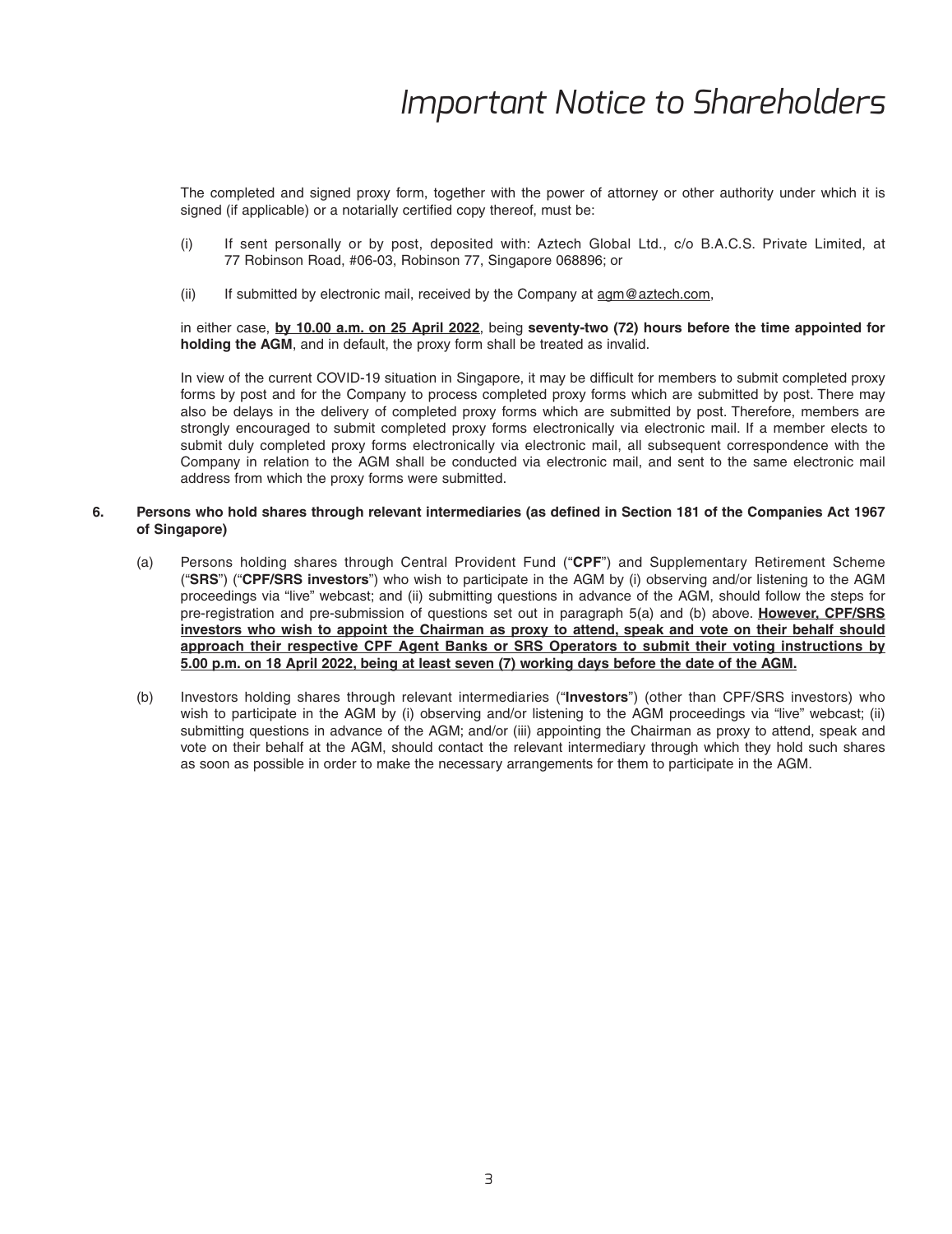The completed and signed proxy form, together with the power of attorney or other authority under which it is signed (if applicable) or a notarially certified copy thereof, must be:

(i) If sent personally or by post, deposited with: Aztech Global Ltd., c/o B.A.C.S. Private Limited, at 77 Robinson Road, #06-03, Robinson 77, Singapore 068896; or

(ii) If submitted by electronic mail, received by the Company at agm@aztech.com,

in either case, **by 10.00 a.m. on 25 April 2022**, being **seventy-two (72) hours before the time appointed for holding the AGM**, and in default, the proxy form shall be treated as invalid.

In view of the current COVID-19 situation in Singapore, it may be difficult for members to submit completed proxy forms by post and for the Company to process completed proxy forms which are submitted by post. There may also be delays in the delivery of completed proxy forms which are submitted by post. Therefore, members are strongly encouraged to submit completed proxy forms electronically via electronic mail. If a member elects to submit duly completed proxy forms electronically via electronic mail, all subsequent correspondence with the Company in relation to the AGM shall be conducted via electronic mail, and sent to the same electronic mail address from which the proxy forms were submitted.

**6. Persons who hold shares through relevant intermediaries (as defined in Section 181 of the Companies Act 1967 of Singapore)**

(a) Persons holding shares through Central Provident Fund ("**CPF**") and Supplementary Retirement Scheme ("**SRS**") ("**CPF/SRS investors**") who wish to participate in the AGM by (i) observing and/or listening to the AGM proceedings via "live" webcast; and (ii) submitting questions in advance of the AGM, should follow the steps for pre-registration and pre-submission of questions set out in paragraph 5(a) and (b) above. **However, CPF/SRS investors who wish to appoint the Chairman as proxy to attend, speak and vote on their behalf should approach their respective CPF Agent Banks or SRS Operators to submit their voting instructions by 5.00 p.m. on 18 April 2022, being at least seven (7) working days before the date of the AGM.**

(b) Investors holding shares through relevant intermediaries ("**Investors**") (other than CPF/SRS investors) who wish to participate in the AGM by (i) observing and/or listening to the AGM proceedings via "live" webcast; (ii) submitting questions in advance of the AGM; and/or (iii) appointing the Chairman as proxy to attend, speak and vote on their behalf at the AGM, should contact the relevant intermediary through which they hold such shares as soon as possible in order to make the necessary arrangements for them to participate in the AGM.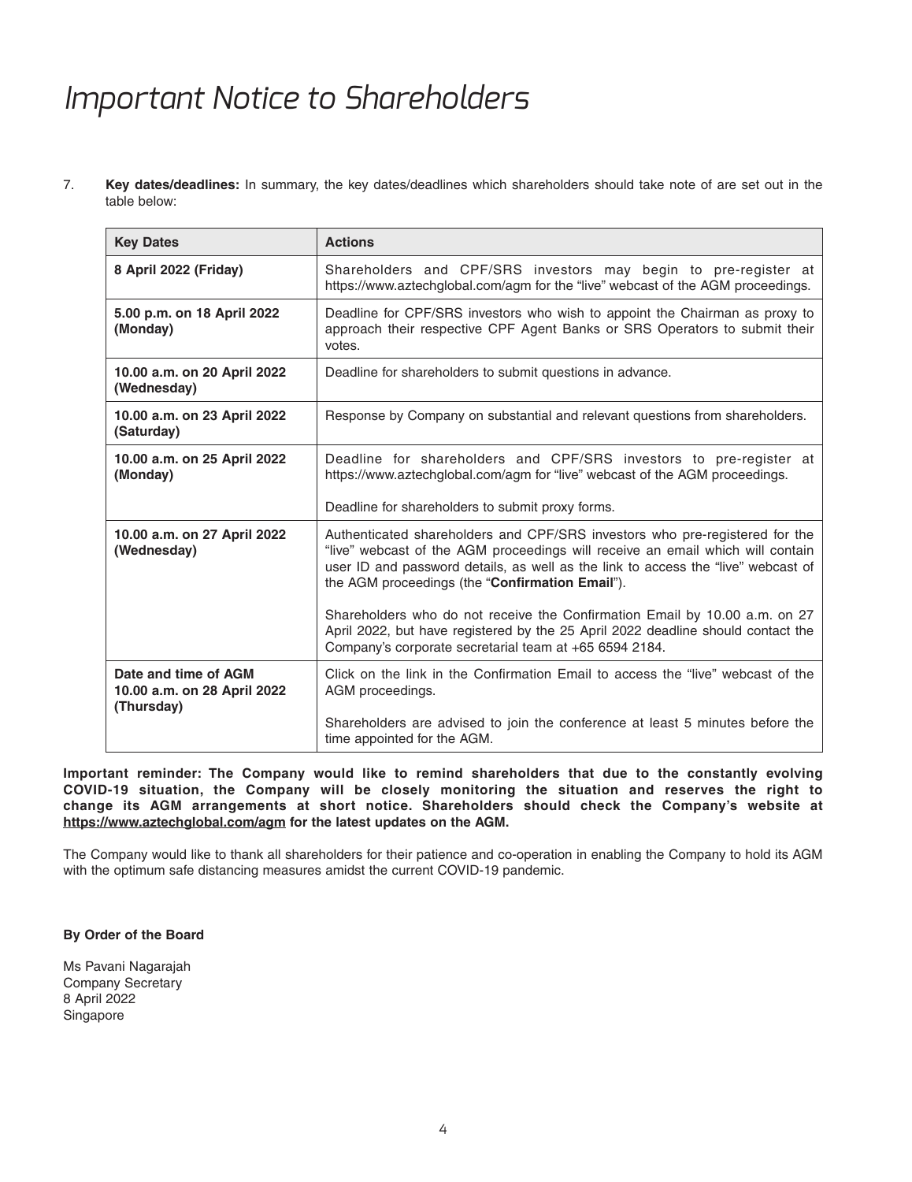# Important Notice to Shareholders

7. **Key dates/deadlines:** In summary, the key dates/deadlines which shareholders should take note of are set out in the table below:

| Key Dates | Actions |
|---|---|
| **8 April 2022 (Friday)** | Shareholders and CPF/SRS investors may begin to pre-register at https://www.aztechglobal.com/agm for the "live" webcast of the AGM proceedings. |
| **5.00 p.m. on 18 April 2022 (Monday)** | Deadline for CPF/SRS investors who wish to appoint the Chairman as proxy to approach their respective CPF Agent Banks or SRS Operators to submit their votes. |
| **10.00 a.m. on 20 April 2022 (Wednesday)** | Deadline for shareholders to submit questions in advance. |
| **10.00 a.m. on 23 April 2022 (Saturday)** | Response by Company on substantial and relevant questions from shareholders. |
| **10.00 a.m. on 25 April 2022 (Monday)** | Deadline for shareholders and CPF/SRS investors to pre-register at https://www.aztechglobal.com/agm for "live" webcast of the AGM proceedings.<br><br>Deadline for shareholders to submit proxy forms. |
| **10.00 a.m. on 27 April 2022 (Wednesday)** | Authenticated shareholders and CPF/SRS investors who pre-registered for the "live" webcast of the AGM proceedings will receive an email which will contain user ID and password details, as well as the link to access the "live" webcast of the AGM proceedings (the "**Confirmation Email**").<br><br>Shareholders who do not receive the Confirmation Email by 10.00 a.m. on 27 April 2022, but have registered by the 25 April 2022 deadline should contact the Company's corporate secretarial team at +65 6594 2184. |
| **Date and time of AGM 10.00 a.m. on 28 April 2022 (Thursday)** | Click on the link in the Confirmation Email to access the "live" webcast of the AGM proceedings.<br><br>Shareholders are advised to join the conference at least 5 minutes before the time appointed for the AGM. |

**Important reminder: The Company would like to remind shareholders that due to the constantly evolving COVID-19 situation, the Company will be closely monitoring the situation and reserves the right to change its AGM arrangements at short notice. Shareholders should check the Company's website at https://www.aztechglobal.com/agm for the latest updates on the AGM.**

The Company would like to thank all shareholders for their patience and co-operation in enabling the Company to hold its AGM with the optimum safe distancing measures amidst the current COVID-19 pandemic.

**By Order of the Board**

Ms Pavani Nagarajah
Company Secretary
8 April 2022
Singapore